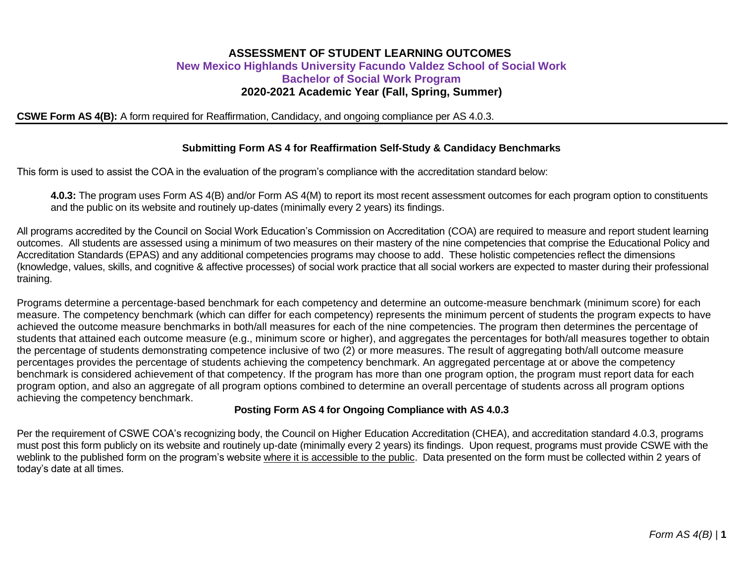# ASSESSMENT OF STUDENT LEARNING OUTCOMES

## New Mexico Highlands University Facundo Valdez School of Social Work

## Bachelor of Social Work Program

## 2020-2021 Academic Year (Fall, Spring, Summer)

**CSWE Form AS 4(B):** A form required for Reaffirmation, Candidacy, and ongoing compliance per AS 4.0.3.

---

### Submitting Form AS 4 for Reaffirmation Self-Study & Candidacy Benchmarks

This form is used to assist the COA in the evaluation of the program's compliance with the accreditation standard below:

> **4.0.3:** The program uses Form AS 4(B) and/or Form AS 4(M) to report its most recent assessment outcomes for each program option to constituents and the public on its website and routinely up-dates (minimally every 2 years) its findings.

All programs accredited by the Council on Social Work Education's Commission on Accreditation (COA) are required to measure and report student learning outcomes. All students are assessed using a minimum of two measures on their mastery of the nine competencies that comprise the Educational Policy and Accreditation Standards (EPAS) and any additional competencies programs may choose to add. These holistic competencies reflect the dimensions (knowledge, values, skills, and cognitive & affective processes) of social work practice that all social workers are expected to master during their professional training.

Programs determine a percentage-based benchmark for each competency and determine an outcome-measure benchmark (minimum score) for each measure. The competency benchmark (which can differ for each competency) represents the minimum percent of students the program expects to have achieved the outcome measure benchmarks in both/all measures for each of the nine competencies. The program then determines the percentage of students that attained each outcome measure (e.g., minimum score or higher), and aggregates the percentages for both/all measures together to obtain the percentage of students demonstrating competence inclusive of two (2) or more measures. The result of aggregating both/all outcome measure percentages provides the percentage of students achieving the competency benchmark. An aggregated percentage at or above the competency benchmark is considered achievement of that competency. If the program has more than one program option, the program must report data for each program option, and also an aggregate of all program options combined to determine an overall percentage of students across all program options achieving the competency benchmark.

### Posting Form AS 4 for Ongoing Compliance with AS 4.0.3

Per the requirement of CSWE COA's recognizing body, the Council on Higher Education Accreditation (CHEA), and accreditation standard 4.0.3, programs must post this form publicly on its website and routinely up-date (minimally every 2 years) its findings. Upon request, programs must provide CSWE with the weblink to the published form on the program's website where it is accessible to the public. Data presented on the form must be collected within 2 years of today's date at all times.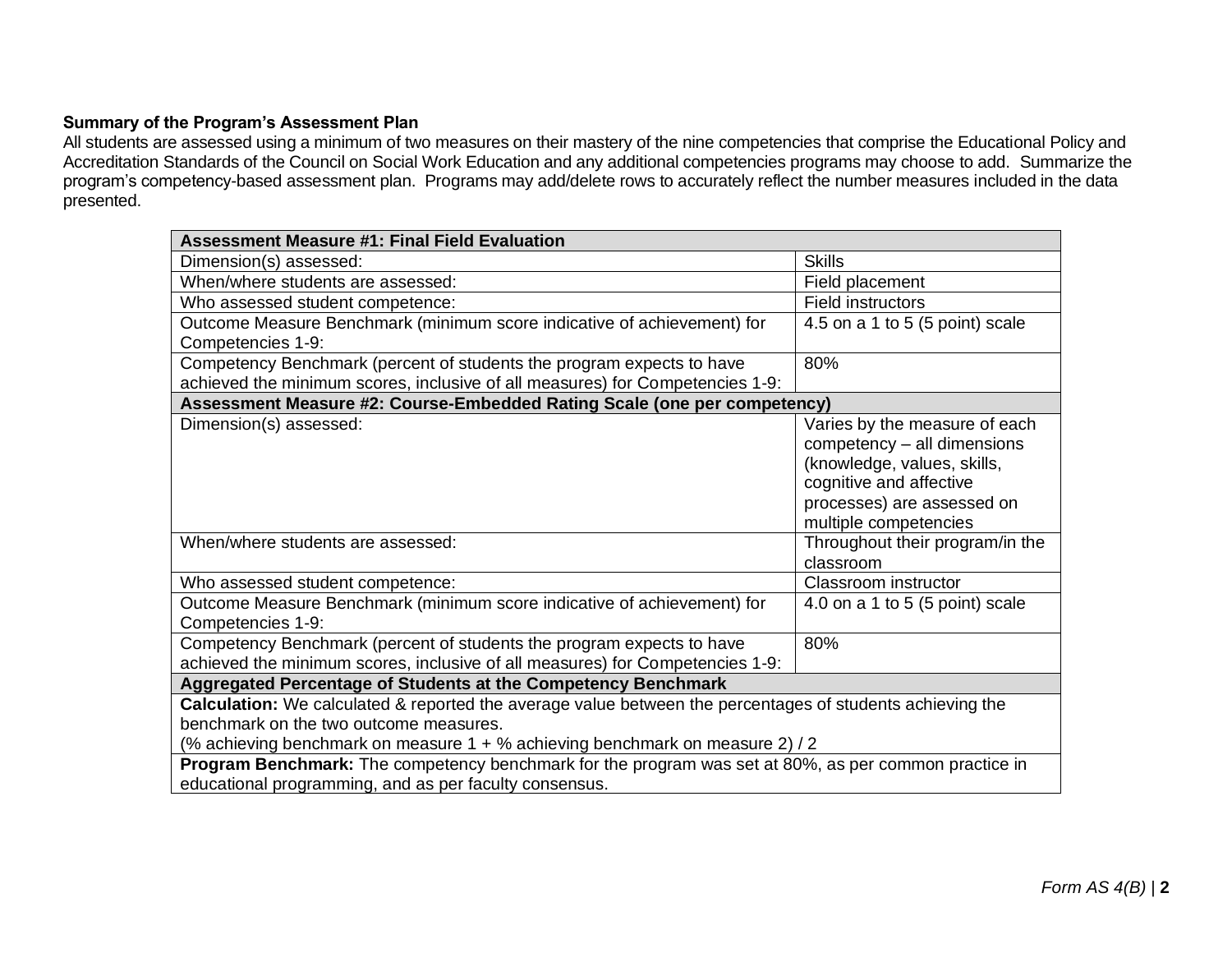**Summary of the Program's Assessment Plan**

All students are assessed using a minimum of two measures on their mastery of the nine competencies that comprise the Educational Policy and Accreditation Standards of the Council on Social Work Education and any additional competencies programs may choose to add. Summarize the program's competency-based assessment plan. Programs may add/delete rows to accurately reflect the number measures included in the data presented.

| **Assessment Measure #1: Final Field Evaluation** | |
|---|---|
| Dimension(s) assessed: | Skills |
| When/where students are assessed: | Field placement |
| Who assessed student competence: | Field instructors |
| Outcome Measure Benchmark (minimum score indicative of achievement) for Competencies 1-9: | 4.5 on a 1 to 5 (5 point) scale |
| Competency Benchmark (percent of students the program expects to have achieved the minimum scores, inclusive of all measures) for Competencies 1-9: | 80% |
| **Assessment Measure #2: Course-Embedded Rating Scale (one per competency)** | |
| Dimension(s) assessed: | Varies by the measure of each competency – all dimensions (knowledge, values, skills, cognitive and affective processes) are assessed on multiple competencies |
| When/where students are assessed: | Throughout their program/in the classroom |
| Who assessed student competence: | Classroom instructor |
| Outcome Measure Benchmark (minimum score indicative of achievement) for Competencies 1-9: | 4.0 on a 1 to 5 (5 point) scale |
| Competency Benchmark (percent of students the program expects to have achieved the minimum scores, inclusive of all measures) for Competencies 1-9: | 80% |
| **Aggregated Percentage of Students at the Competency Benchmark** | |
| **Calculation:** We calculated & reported the average value between the percentages of students achieving the benchmark on the two outcome measures. (% achieving benchmark on measure 1 + % achieving benchmark on measure 2) / 2 | |
| **Program Benchmark:** The competency benchmark for the program was set at 80%, as per common practice in educational programming, and as per faculty consensus. | |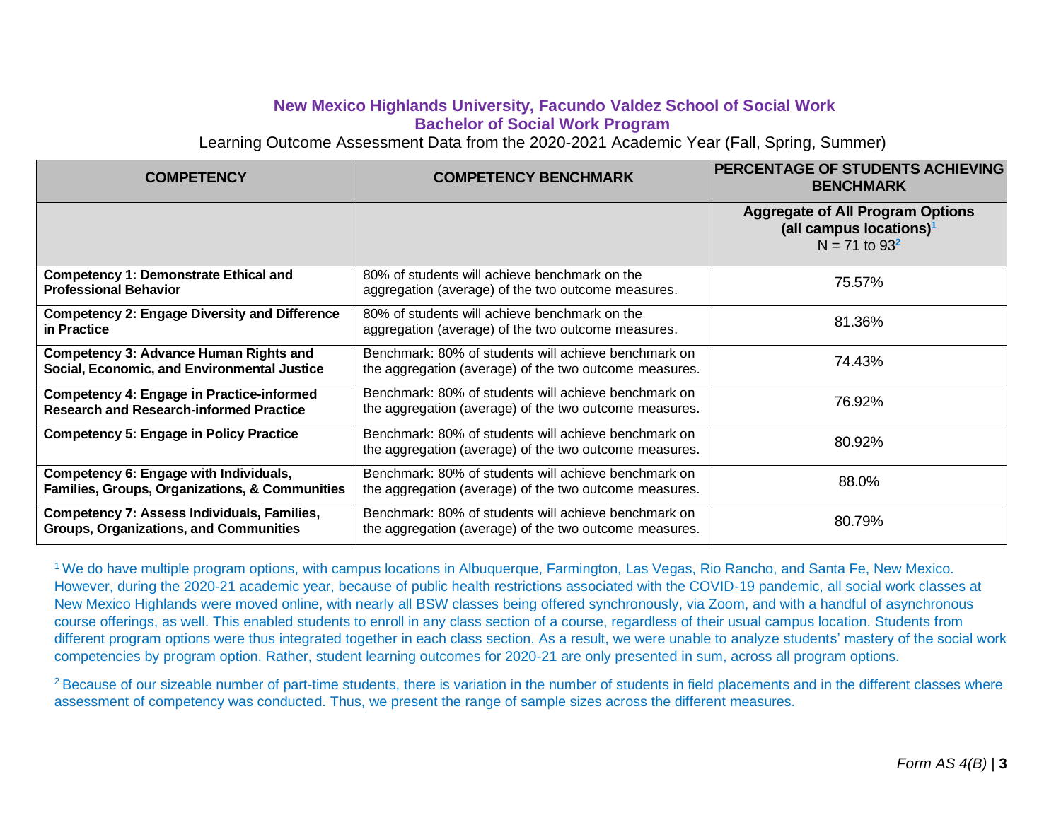## New Mexico Highlands University, Facundo Valdez School of Social Work
## Bachelor of Social Work Program

Learning Outcome Assessment Data from the 2020-2021 Academic Year (Fall, Spring, Summer)

| COMPETENCY | COMPETENCY BENCHMARK | PERCENTAGE OF STUDENTS ACHIEVING BENCHMARK |
|---|---|---|
| | | **Aggregate of All Program Options (all campus locations)[1]** N = 71 to 93[2] |
| **Competency 1: Demonstrate Ethical and Professional Behavior** | 80% of students will achieve benchmark on the aggregation (average) of the two outcome measures. | 75.57% |
| **Competency 2: Engage Diversity and Difference in Practice** | 80% of students will achieve benchmark on the aggregation (average) of the two outcome measures. | 81.36% |
| **Competency 3: Advance Human Rights and Social, Economic, and Environmental Justice** | Benchmark: 80% of students will achieve benchmark on the aggregation (average) of the two outcome measures. | 74.43% |
| **Competency 4: Engage in Practice-informed Research and Research-informed Practice** | Benchmark: 80% of students will achieve benchmark on the aggregation (average) of the two outcome measures. | 76.92% |
| **Competency 5: Engage in Policy Practice** | Benchmark: 80% of students will achieve benchmark on the aggregation (average) of the two outcome measures. | 80.92% |
| **Competency 6: Engage with Individuals, Families, Groups, Organizations, & Communities** | Benchmark: 80% of students will achieve benchmark on the aggregation (average) of the two outcome measures. | 88.0% |
| **Competency 7: Assess Individuals, Families, Groups, Organizations, and Communities** | Benchmark: 80% of students will achieve benchmark on the aggregation (average) of the two outcome measures. | 80.79% |

[1] We do have multiple program options, with campus locations in Albuquerque, Farmington, Las Vegas, Rio Rancho, and Santa Fe, New Mexico. However, during the 2020-21 academic year, because of public health restrictions associated with the COVID-19 pandemic, all social work classes at New Mexico Highlands were moved online, with nearly all BSW classes being offered synchronously, via Zoom, and with a handful of asynchronous course offerings, as well. This enabled students to enroll in any class section of a course, regardless of their usual campus location. Students from different program options were thus integrated together in each class section. As a result, we were unable to analyze students' mastery of the social work competencies by program option. Rather, student learning outcomes for 2020-21 are only presented in sum, across all program options.

[2] Because of our sizeable number of part-time students, there is variation in the number of students in field placements and in the different classes where assessment of competency was conducted. Thus, we present the range of sample sizes across the different measures.

*Form AS 4(B)*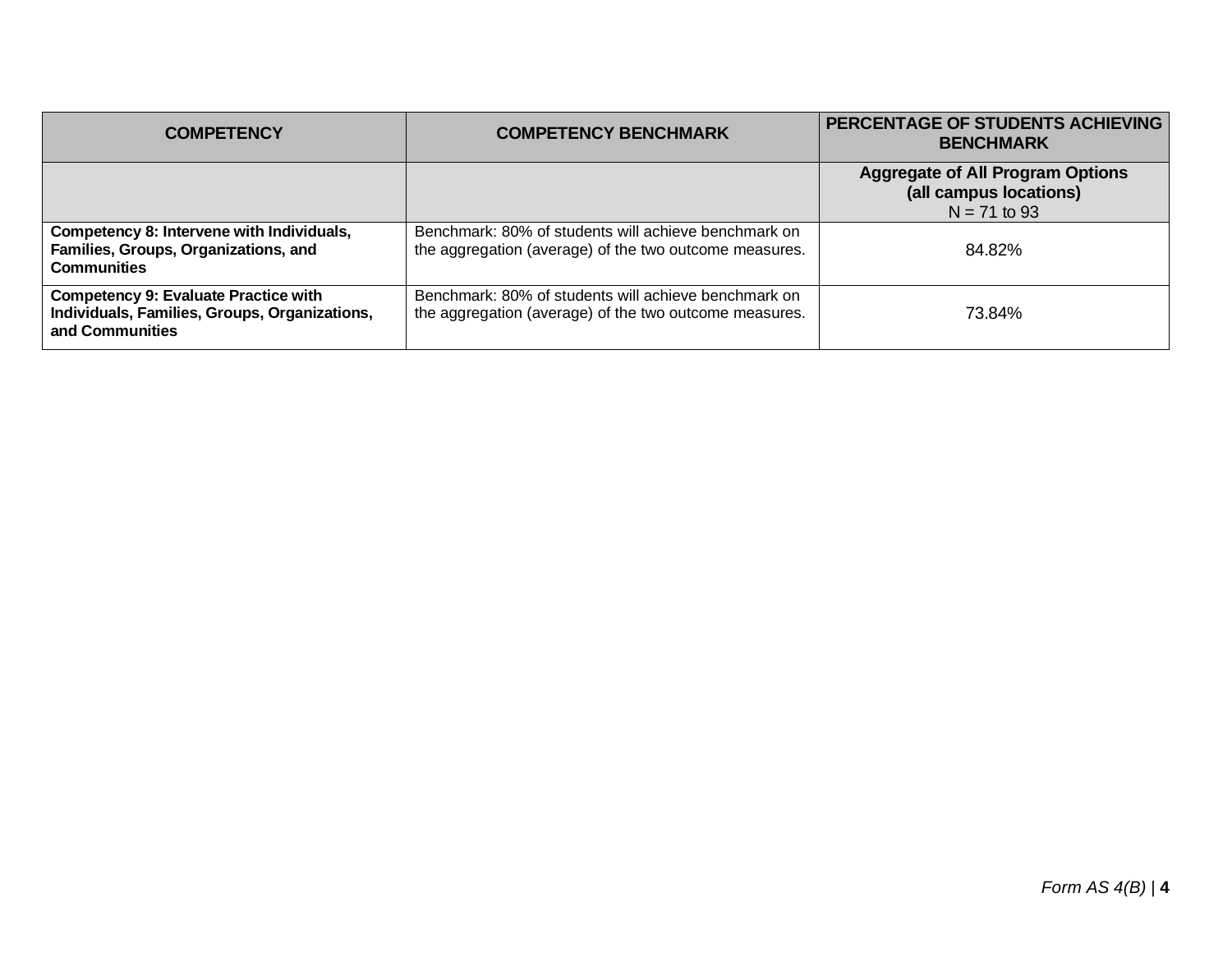| COMPETENCY | COMPETENCY BENCHMARK | PERCENTAGE OF STUDENTS ACHIEVING BENCHMARK |
|---|---|---|
| | | **Aggregate of All Program Options (all campus locations)** N = 71 to 93 |
| **Competency 8: Intervene with Individuals, Families, Groups, Organizations, and Communities** | Benchmark: 80% of students will achieve benchmark on the aggregation (average) of the two outcome measures. | 84.82% |
| **Competency 9: Evaluate Practice with Individuals, Families, Groups, Organizations, and Communities** | Benchmark: 80% of students will achieve benchmark on the aggregation (average) of the two outcome measures. | 73.84% |